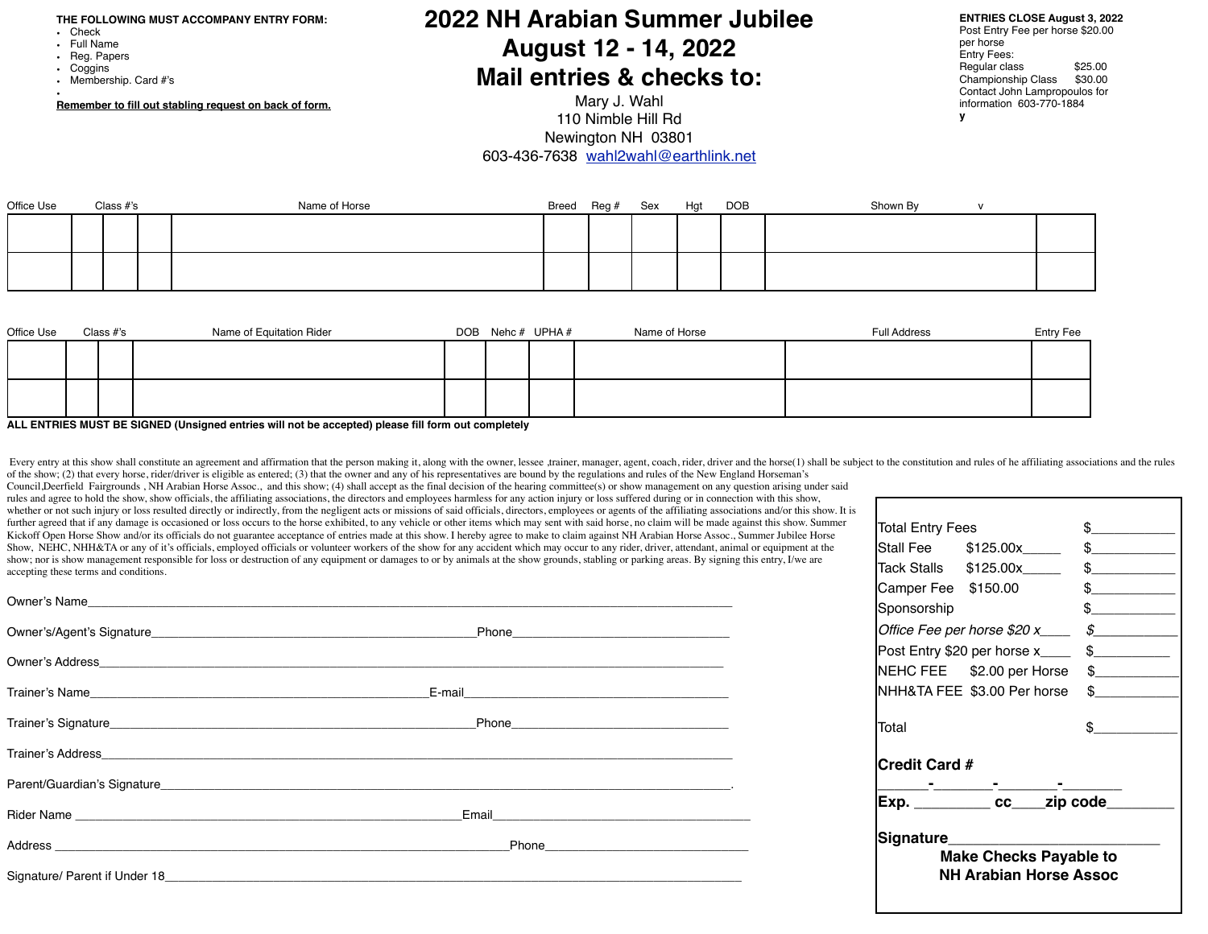**THE FOLLOWING MUST ACCOMPANY ENTRY FORM:**

- Check
- Full Name
- Reg. Papers
- Coggins
- Membership. Card #'s
-

**Remember to fill out stabling request on back of form.**

# 2022 NH Arabian Summer Jubilee
# August 12 - 14, 2022
# Mail entries & checks to:

Mary J. Wahl
110 Nimble Hill Rd
Newington NH 03801
603-436-7638 wahl2wahl@earthlink.net

**ENTRIES CLOSE August 3, 2022**
Post Entry Fee per horse $20.00 per horse
Entry Fees:
Regular class $25.00
Championship Class $30.00
Contact John Lampropoulos for information 603-770-1884
y

| Office Use | Class #'s | | | Name of Horse | Breed | Reg # | Sex | Hgt | DOB | Shown By | v |
|---|---|---|---|---|---|---|---|---|---|---|---|
| | | | | | | | | | | | |
| | | | | | | | | | | | |

| Office Use | Class #'s | | Name of Equitation Rider | DOB | Nehc # | UPHA # | Name of Horse | Full Address | Entry Fee |
|---|---|---|---|---|---|---|---|---|---|
| | | | | | | | | | |
| | | | | | | | | | |

**ALL ENTRIES MUST BE SIGNED (Unsigned entries will not be accepted) please fill form out completely**

Every entry at this show shall constitute an agreement and affirmation that the person making it, along with the owner, lessee ,trainer, manager, agent, coach, rider, driver and the horse(1) shall be subject to the constitution and rules of he affiliating associations and the rules of the show; (2) that every horse, rider/driver is eligible as entered; (3) that the owner and any of his representatives are bound by the regulations and rules of the New England Horseman's Council,Deerfield Fairgrounds , NH Arabian Horse Assoc., and this show; (4) shall accept as the final decision of the hearing committee(s) or show management on any question arising under said rules and agree to hold the show, show officials, the affiliating associations, the directors and employees harmless for any action injury or loss suffered during or in connection with this show, whether or not such injury or loss resulted directly or indirectly, from the negligent acts or missions of said officials, directors, employees or agents of the affiliating associations and/or this show. It is further agreed that if any damage is occasioned or loss occurs to the horse exhibited, to any vehicle or other items which may sent with said horse, no claim will be made against this show. Summer Kickoff Open Horse Show and/or its officials do not guarantee acceptance of entries made at this show. I hereby agree to make to claim against NH Arabian Horse Assoc., Summer Jubilee Horse Show, NEHC, NHH&TA or any of it's officials, employed officials or volunteer workers of the show for any accident which may occur to any rider, driver, attendant, animal or equipment at the show; nor is show management responsible for loss or destruction of any equipment or damages to or by animals at the show grounds, stabling or parking areas. By signing this entry, I/we are accepting these terms and conditions.

Owner's Name_______________________________________________

Owner's/Agent's Signature______________________________ Phone__________________

Owner's Address_______________________________________________

Trainer's Name______________________________ E-mail__________________

Trainer's Signature______________________________ Phone__________________

Trainer's Address_______________________________________________

Parent/Guardian's Signature_______________________________________________.

Rider Name ______________________________ Email__________________

Address ______________________________ Phone__________________

Signature/ Parent if Under 18_______________________________________________

| | |
|---|---|
| Total Entry Fees | $___________ |
| Stall Fee $125.00x_____ | $___________ |
| Tack Stalls $125.00x_____ | $___________ |
| Camper Fee $150.00 | $___________ |
| Sponsorship | $___________ |
| *Office Fee per horse $20 x____* | *$___________* |
| Post Entry $20 per horse x____ | $___________ |
| NEHC FEE $2.00 per Horse | $___________ |
| NHH&TA FEE $3.00 Per horse | $___________ |
| Total | $___________ |

**Credit Card #**
**_______-________-________-________**
**Exp. _________ cc____zip code________**

**Signature__________________________**

**Make Checks Payable to**
**NH Arabian Horse Assoc**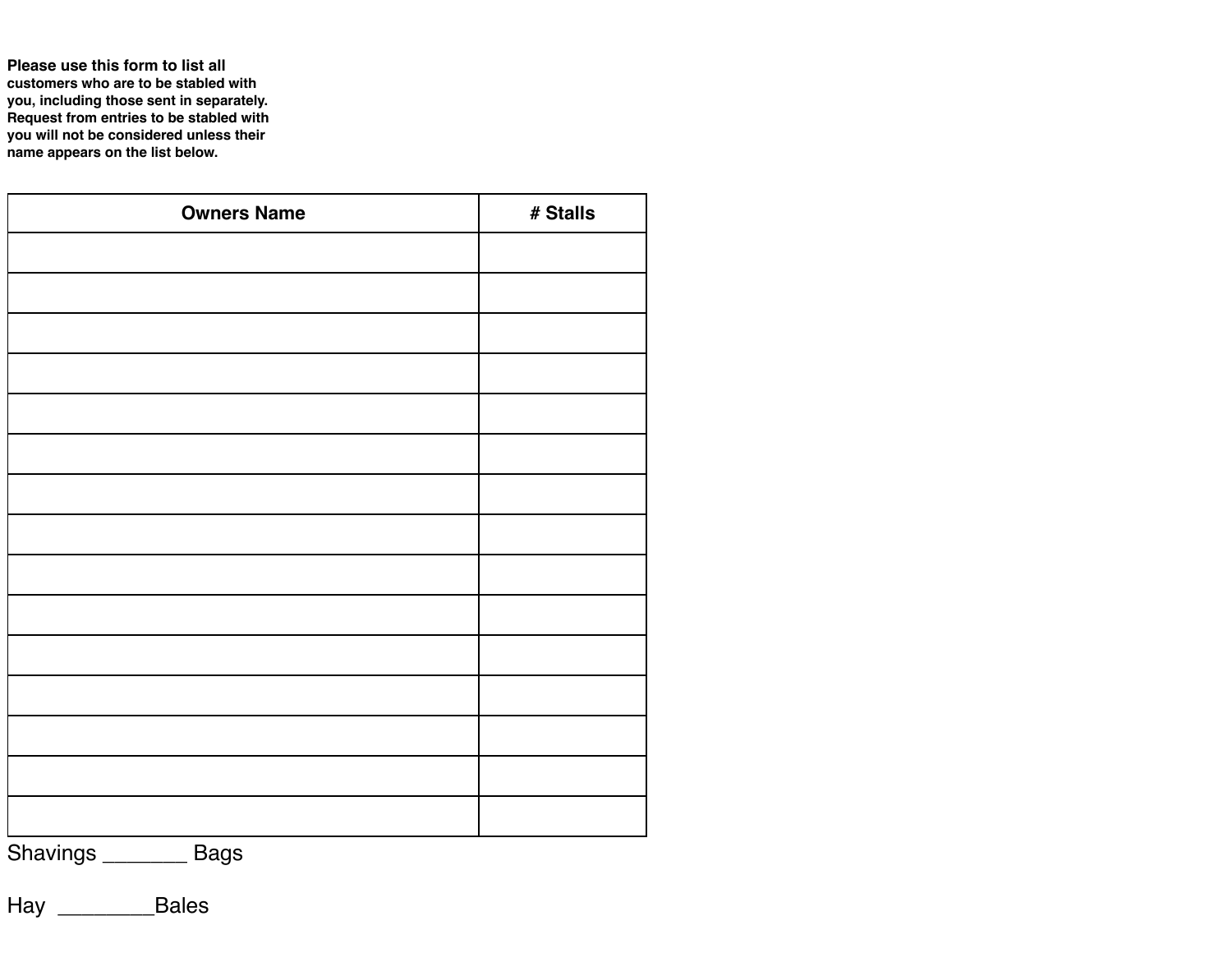**Please use this form to list all customers who are to be stabled with you, including those sent in separately. Request from entries to be stabled with you will not be considered unless their name appears on the list below.**

| Owners Name | # Stalls |
|---|---|
| | |
| | |
| | |
| | |
| | |
| | |
| | |
| | |
| | |
| | |
| | |
| | |
| | |
| | |
| | |

Shavings _______ Bags

Hay ________Bales